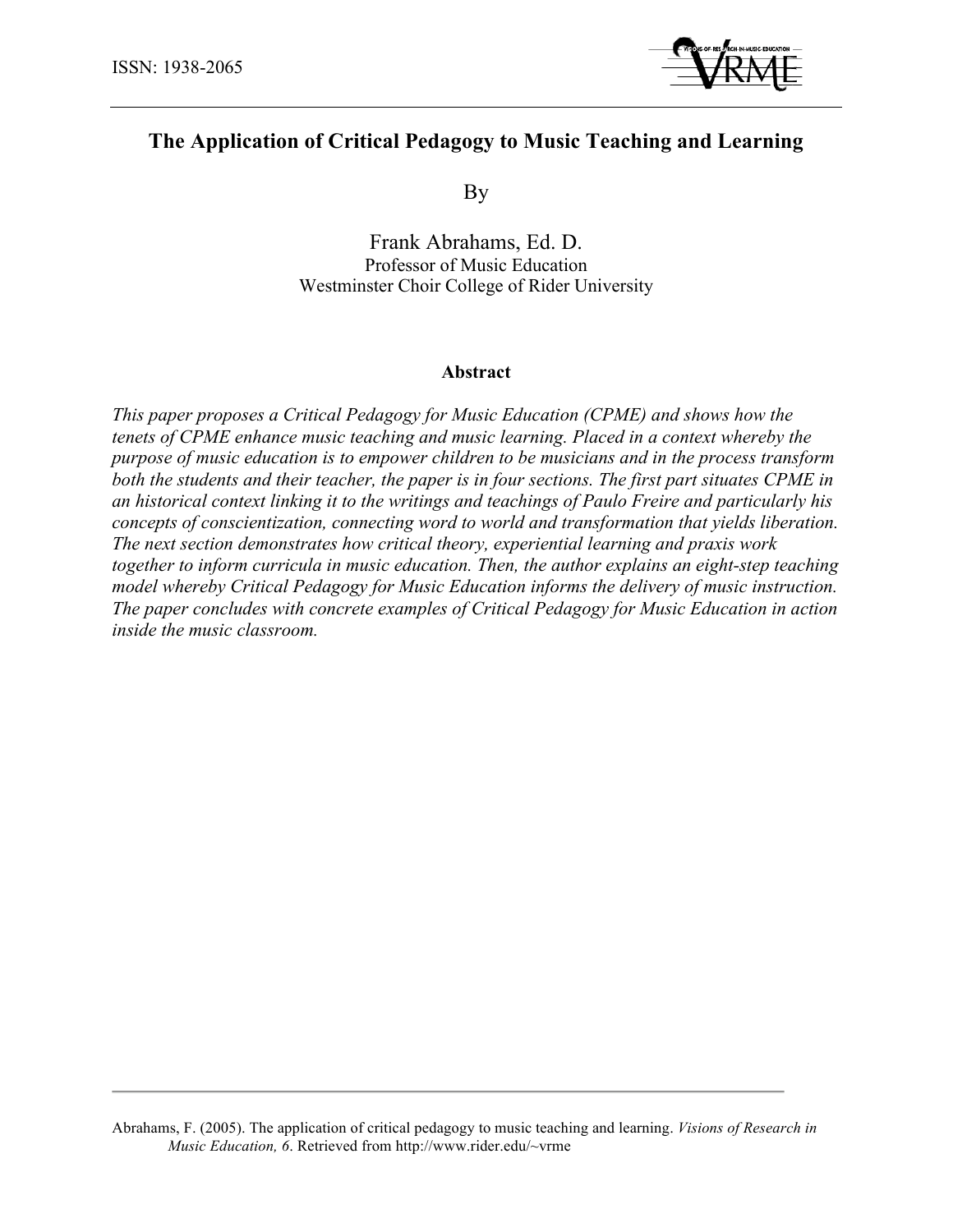ISSN: 1938-2065

# The Application of Critical Pedagogy to Music Teaching and Learning

By

Frank Abrahams, Ed. D.
Professor of Music Education
Westminster Choir College of Rider University

### Abstract

*This paper proposes a Critical Pedagogy for Music Education (CPME) and shows how the tenets of CPME enhance music teaching and music learning. Placed in a context whereby the purpose of music education is to empower children to be musicians and in the process transform both the students and their teacher, the paper is in four sections. The first part situates CPME in an historical context linking it to the writings and teachings of Paulo Freire and particularly his concepts of conscientization, connecting word to world and transformation that yields liberation. The next section demonstrates how critical theory, experiential learning and praxis work together to inform curricula in music education. Then, the author explains an eight-step teaching model whereby Critical Pedagogy for Music Education informs the delivery of music instruction. The paper concludes with concrete examples of Critical Pedagogy for Music Education in action inside the music classroom.*

---

Abrahams, F. (2005). The application of critical pedagogy to music teaching and learning. *Visions of Research in Music Education, 6*. Retrieved from http://www.rider.edu/~vrme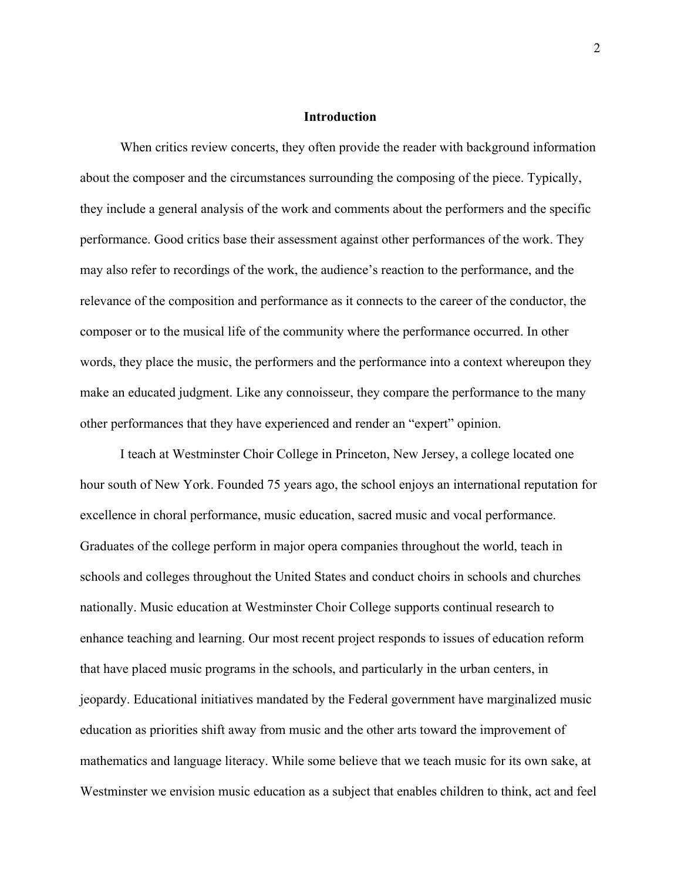## Introduction

When critics review concerts, they often provide the reader with background information about the composer and the circumstances surrounding the composing of the piece. Typically, they include a general analysis of the work and comments about the performers and the specific performance. Good critics base their assessment against other performances of the work. They may also refer to recordings of the work, the audience's reaction to the performance, and the relevance of the composition and performance as it connects to the career of the conductor, the composer or to the musical life of the community where the performance occurred. In other words, they place the music, the performers and the performance into a context whereupon they make an educated judgment. Like any connoisseur, they compare the performance to the many other performances that they have experienced and render an "expert" opinion.

I teach at Westminster Choir College in Princeton, New Jersey, a college located one hour south of New York. Founded 75 years ago, the school enjoys an international reputation for excellence in choral performance, music education, sacred music and vocal performance. Graduates of the college perform in major opera companies throughout the world, teach in schools and colleges throughout the United States and conduct choirs in schools and churches nationally. Music education at Westminster Choir College supports continual research to enhance teaching and learning. Our most recent project responds to issues of education reform that have placed music programs in the schools, and particularly in the urban centers, in jeopardy. Educational initiatives mandated by the Federal government have marginalized music education as priorities shift away from music and the other arts toward the improvement of mathematics and language literacy. While some believe that we teach music for its own sake, at Westminster we envision music education as a subject that enables children to think, act and feel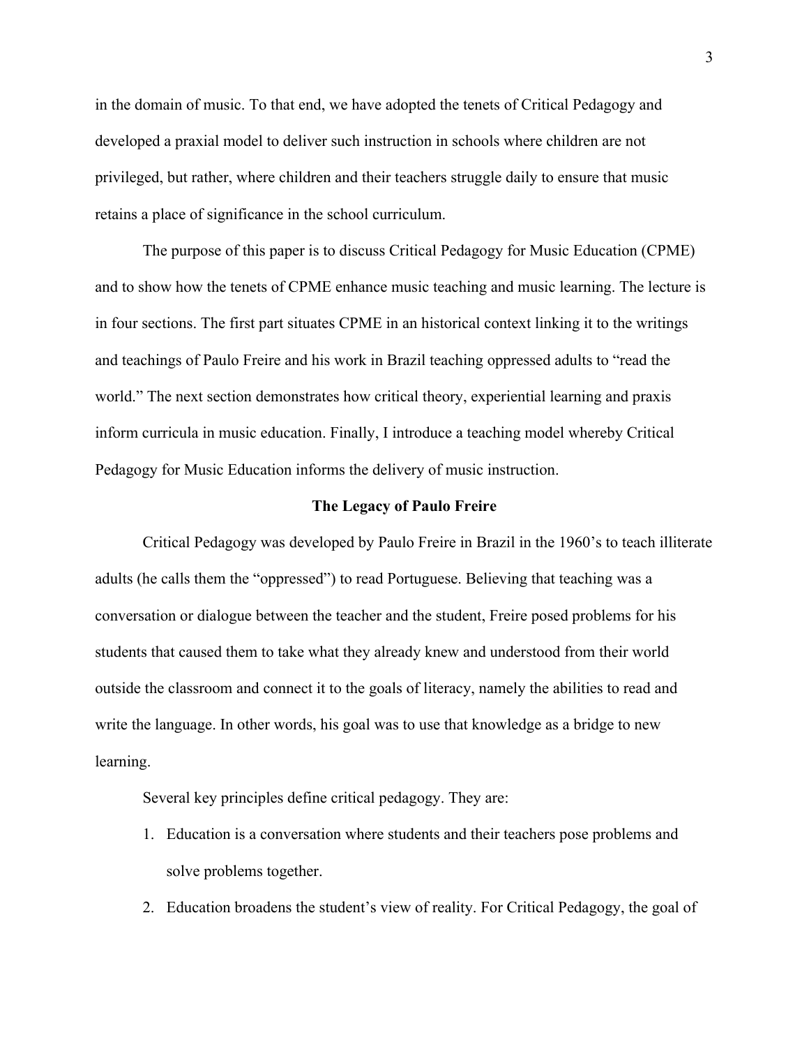in the domain of music. To that end, we have adopted the tenets of Critical Pedagogy and developed a praxial model to deliver such instruction in schools where children are not privileged, but rather, where children and their teachers struggle daily to ensure that music retains a place of significance in the school curriculum.

The purpose of this paper is to discuss Critical Pedagogy for Music Education (CPME) and to show how the tenets of CPME enhance music teaching and music learning. The lecture is in four sections. The first part situates CPME in an historical context linking it to the writings and teachings of Paulo Freire and his work in Brazil teaching oppressed adults to "read the world." The next section demonstrates how critical theory, experiential learning and praxis inform curricula in music education. Finally, I introduce a teaching model whereby Critical Pedagogy for Music Education informs the delivery of music instruction.

## The Legacy of Paulo Freire

Critical Pedagogy was developed by Paulo Freire in Brazil in the 1960's to teach illiterate adults (he calls them the "oppressed") to read Portuguese. Believing that teaching was a conversation or dialogue between the teacher and the student, Freire posed problems for his students that caused them to take what they already knew and understood from their world outside the classroom and connect it to the goals of literacy, namely the abilities to read and write the language. In other words, his goal was to use that knowledge as a bridge to new learning.

Several key principles define critical pedagogy. They are:

1. Education is a conversation where students and their teachers pose problems and solve problems together.
2. Education broadens the student's view of reality. For Critical Pedagogy, the goal of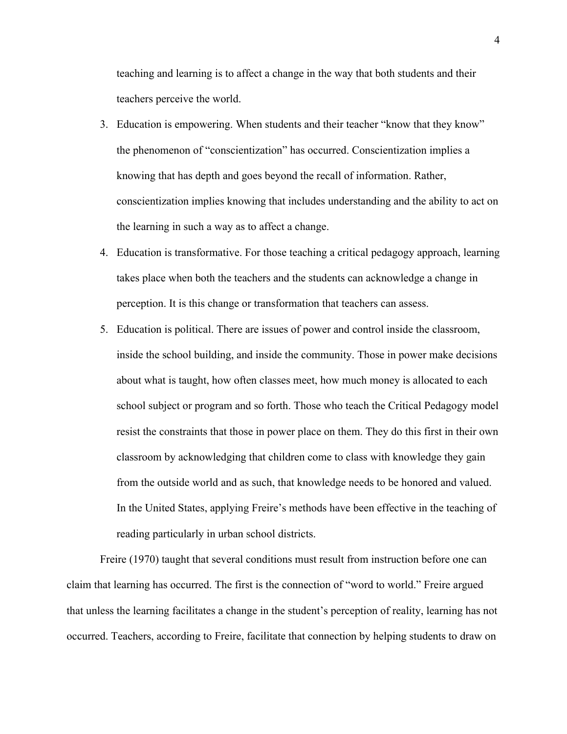teaching and learning is to affect a change in the way that both students and their teachers perceive the world.

3. Education is empowering. When students and their teacher "know that they know" the phenomenon of "conscientization" has occurred. Conscientization implies a knowing that has depth and goes beyond the recall of information. Rather, conscientization implies knowing that includes understanding and the ability to act on the learning in such a way as to affect a change.
4. Education is transformative. For those teaching a critical pedagogy approach, learning takes place when both the teachers and the students can acknowledge a change in perception. It is this change or transformation that teachers can assess.
5. Education is political. There are issues of power and control inside the classroom, inside the school building, and inside the community. Those in power make decisions about what is taught, how often classes meet, how much money is allocated to each school subject or program and so forth. Those who teach the Critical Pedagogy model resist the constraints that those in power place on them. They do this first in their own classroom by acknowledging that children come to class with knowledge they gain from the outside world and as such, that knowledge needs to be honored and valued. In the United States, applying Freire's methods have been effective in the teaching of reading particularly in urban school districts.

Freire (1970) taught that several conditions must result from instruction before one can claim that learning has occurred. The first is the connection of "word to world." Freire argued that unless the learning facilitates a change in the student's perception of reality, learning has not occurred. Teachers, according to Freire, facilitate that connection by helping students to draw on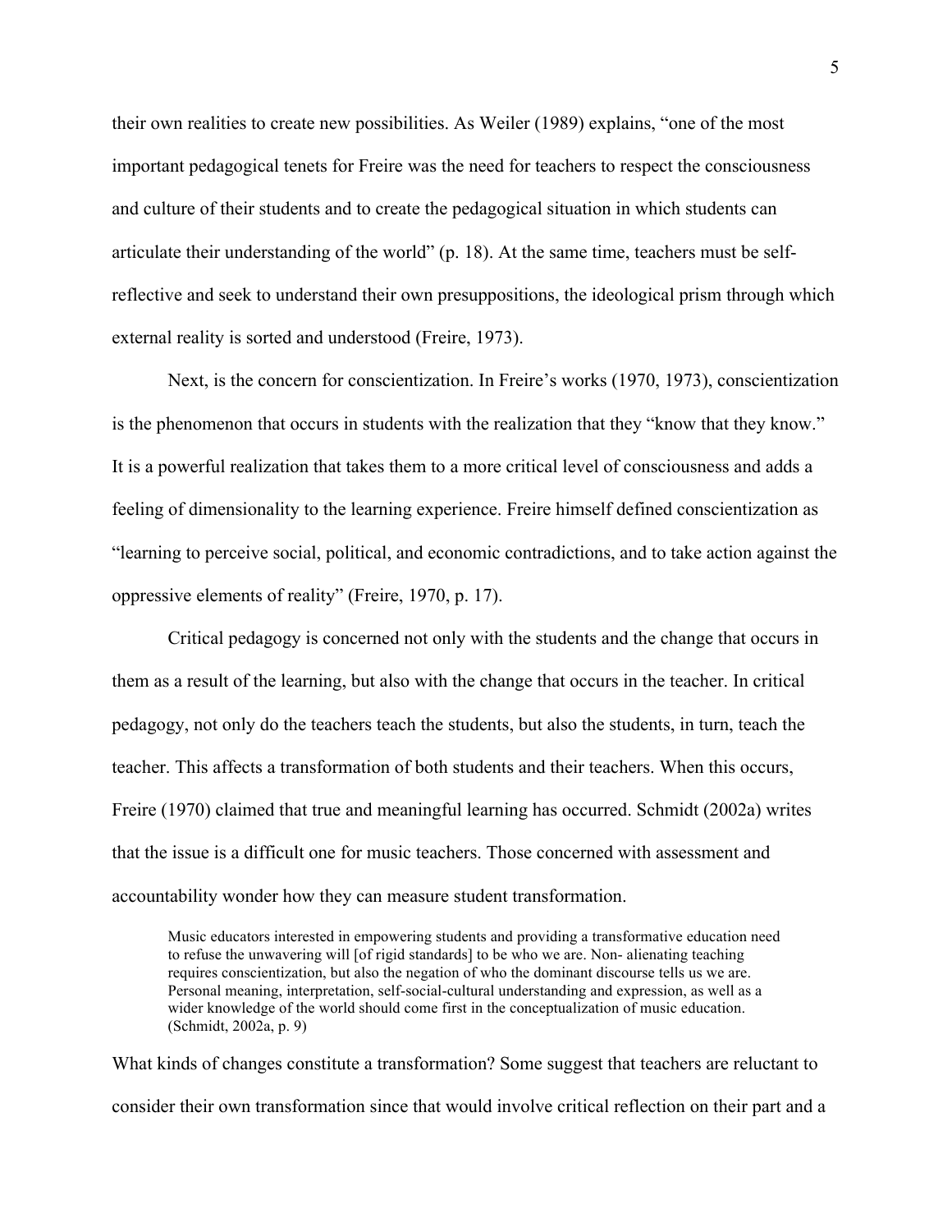their own realities to create new possibilities. As Weiler (1989) explains, "one of the most important pedagogical tenets for Freire was the need for teachers to respect the consciousness and culture of their students and to create the pedagogical situation in which students can articulate their understanding of the world" (p. 18). At the same time, teachers must be self-reflective and seek to understand their own presuppositions, the ideological prism through which external reality is sorted and understood (Freire, 1973).

Next, is the concern for conscientization. In Freire's works (1970, 1973), conscientization is the phenomenon that occurs in students with the realization that they "know that they know." It is a powerful realization that takes them to a more critical level of consciousness and adds a feeling of dimensionality to the learning experience. Freire himself defined conscientization as "learning to perceive social, political, and economic contradictions, and to take action against the oppressive elements of reality" (Freire, 1970, p. 17).

Critical pedagogy is concerned not only with the students and the change that occurs in them as a result of the learning, but also with the change that occurs in the teacher. In critical pedagogy, not only do the teachers teach the students, but also the students, in turn, teach the teacher. This affects a transformation of both students and their teachers. When this occurs, Freire (1970) claimed that true and meaningful learning has occurred. Schmidt (2002a) writes that the issue is a difficult one for music teachers. Those concerned with assessment and accountability wonder how they can measure student transformation.

> Music educators interested in empowering students and providing a transformative education need to refuse the unwavering will [of rigid standards] to be who we are. Non- alienating teaching requires conscientization, but also the negation of who the dominant discourse tells us we are. Personal meaning, interpretation, self-social-cultural understanding and expression, as well as a wider knowledge of the world should come first in the conceptualization of music education. (Schmidt, 2002a, p. 9)

What kinds of changes constitute a transformation? Some suggest that teachers are reluctant to consider their own transformation since that would involve critical reflection on their part and a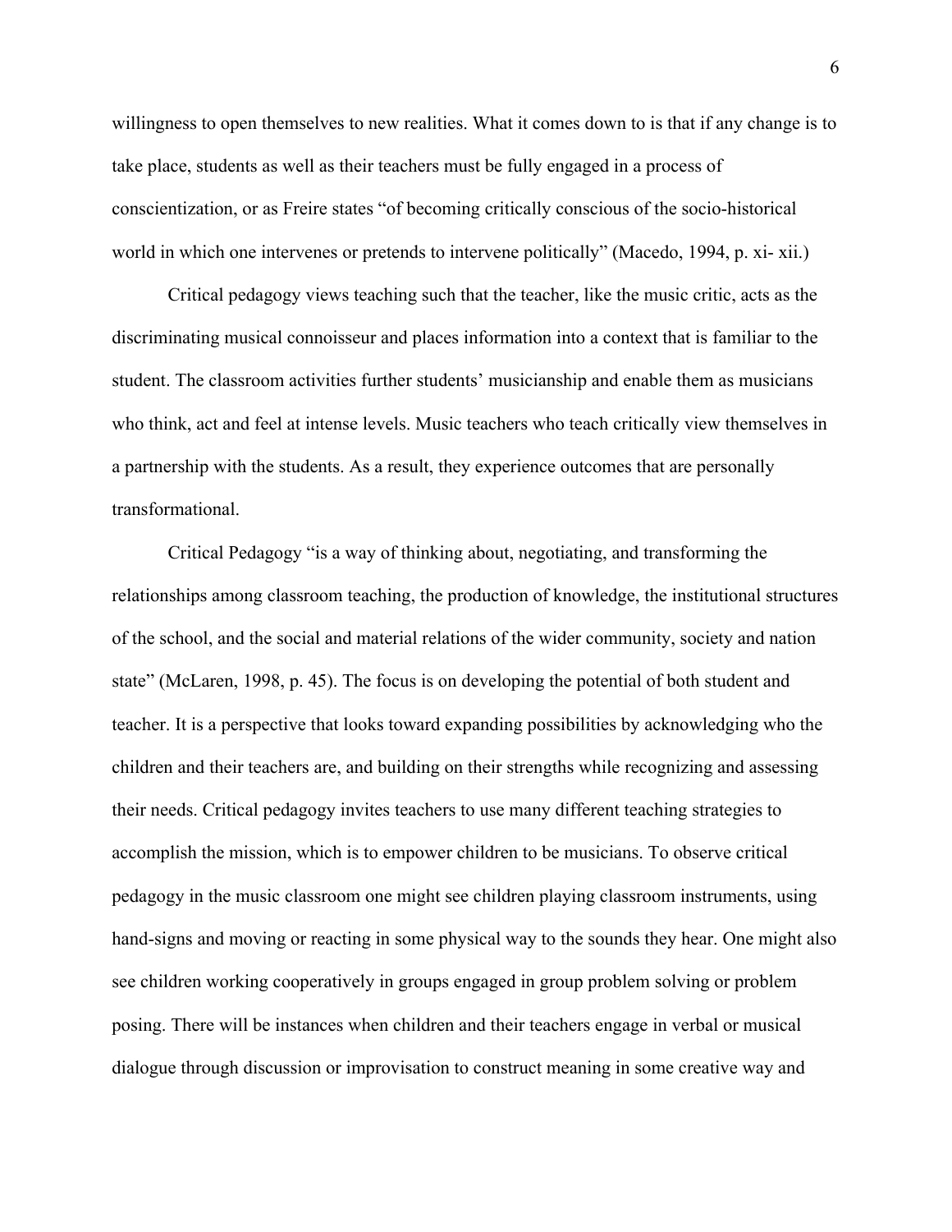willingness to open themselves to new realities. What it comes down to is that if any change is to take place, students as well as their teachers must be fully engaged in a process of conscientization, or as Freire states "of becoming critically conscious of the socio-historical world in which one intervenes or pretends to intervene politically" (Macedo, 1994, p. xi- xii.)

Critical pedagogy views teaching such that the teacher, like the music critic, acts as the discriminating musical connoisseur and places information into a context that is familiar to the student. The classroom activities further students' musicianship and enable them as musicians who think, act and feel at intense levels. Music teachers who teach critically view themselves in a partnership with the students. As a result, they experience outcomes that are personally transformational.

Critical Pedagogy "is a way of thinking about, negotiating, and transforming the relationships among classroom teaching, the production of knowledge, the institutional structures of the school, and the social and material relations of the wider community, society and nation state" (McLaren, 1998, p. 45). The focus is on developing the potential of both student and teacher. It is a perspective that looks toward expanding possibilities by acknowledging who the children and their teachers are, and building on their strengths while recognizing and assessing their needs. Critical pedagogy invites teachers to use many different teaching strategies to accomplish the mission, which is to empower children to be musicians. To observe critical pedagogy in the music classroom one might see children playing classroom instruments, using hand-signs and moving or reacting in some physical way to the sounds they hear. One might also see children working cooperatively in groups engaged in group problem solving or problem posing. There will be instances when children and their teachers engage in verbal or musical dialogue through discussion or improvisation to construct meaning in some creative way and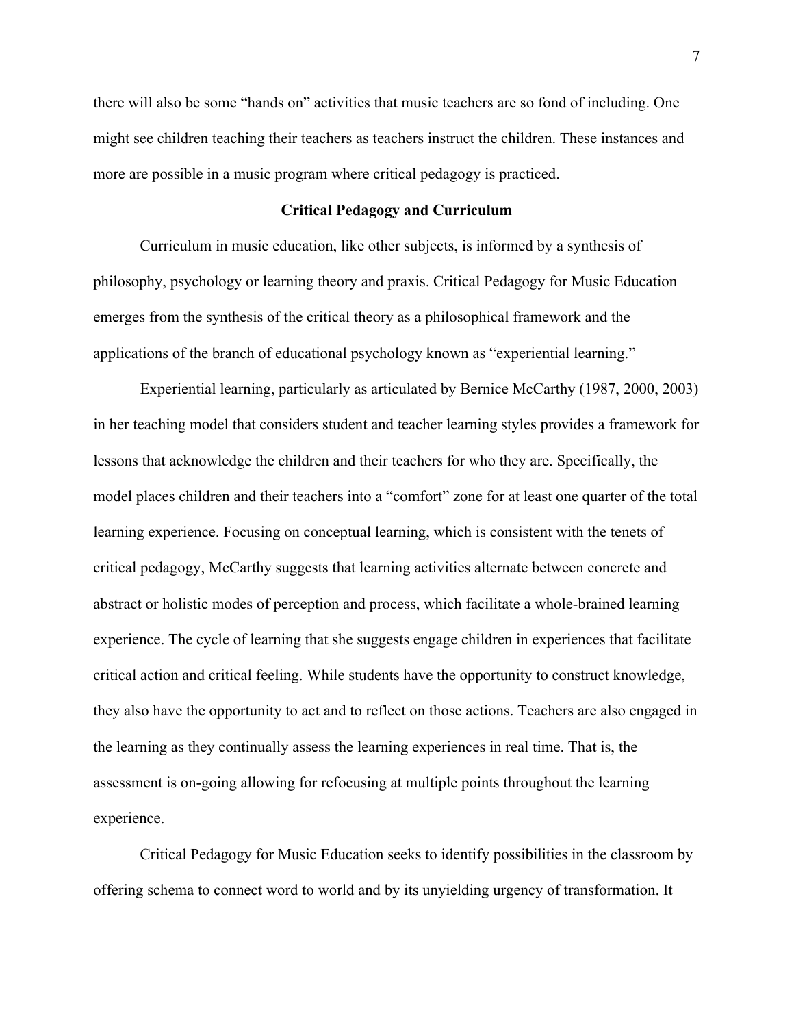there will also be some "hands on" activities that music teachers are so fond of including. One might see children teaching their teachers as teachers instruct the children. These instances and more are possible in a music program where critical pedagogy is practiced.

## Critical Pedagogy and Curriculum

Curriculum in music education, like other subjects, is informed by a synthesis of philosophy, psychology or learning theory and praxis. Critical Pedagogy for Music Education emerges from the synthesis of the critical theory as a philosophical framework and the applications of the branch of educational psychology known as "experiential learning."

Experiential learning, particularly as articulated by Bernice McCarthy (1987, 2000, 2003) in her teaching model that considers student and teacher learning styles provides a framework for lessons that acknowledge the children and their teachers for who they are. Specifically, the model places children and their teachers into a "comfort" zone for at least one quarter of the total learning experience. Focusing on conceptual learning, which is consistent with the tenets of critical pedagogy, McCarthy suggests that learning activities alternate between concrete and abstract or holistic modes of perception and process, which facilitate a whole-brained learning experience. The cycle of learning that she suggests engage children in experiences that facilitate critical action and critical feeling. While students have the opportunity to construct knowledge, they also have the opportunity to act and to reflect on those actions. Teachers are also engaged in the learning as they continually assess the learning experiences in real time. That is, the assessment is on-going allowing for refocusing at multiple points throughout the learning experience.

Critical Pedagogy for Music Education seeks to identify possibilities in the classroom by offering schema to connect word to world and by its unyielding urgency of transformation. It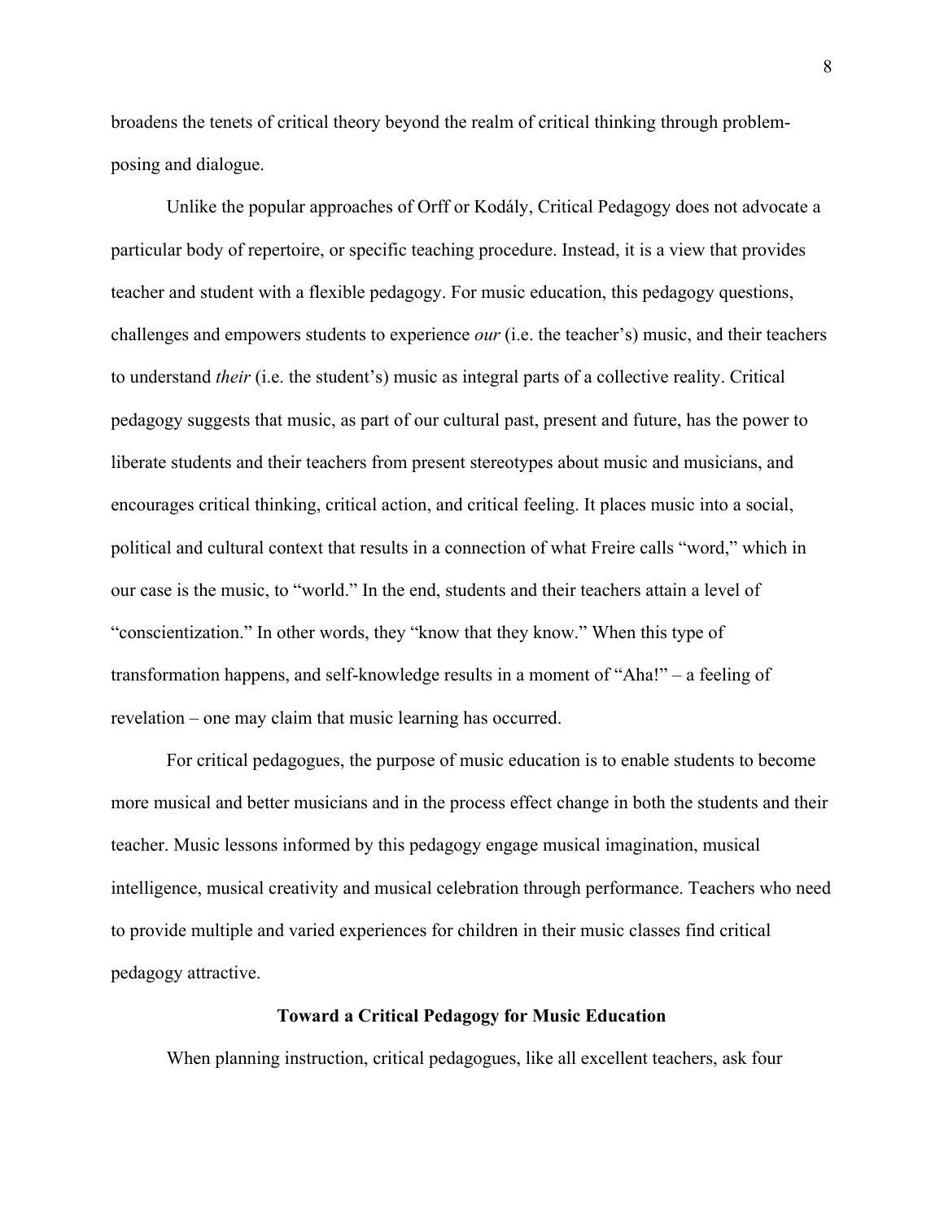broadens the tenets of critical theory beyond the realm of critical thinking through problem-posing and dialogue.

Unlike the popular approaches of Orff or Kodály, Critical Pedagogy does not advocate a particular body of repertoire, or specific teaching procedure. Instead, it is a view that provides teacher and student with a flexible pedagogy. For music education, this pedagogy questions, challenges and empowers students to experience *our* (i.e. the teacher's) music, and their teachers to understand *their* (i.e. the student's) music as integral parts of a collective reality. Critical pedagogy suggests that music, as part of our cultural past, present and future, has the power to liberate students and their teachers from present stereotypes about music and musicians, and encourages critical thinking, critical action, and critical feeling. It places music into a social, political and cultural context that results in a connection of what Freire calls "word," which in our case is the music, to "world." In the end, students and their teachers attain a level of "conscientization." In other words, they "know that they know." When this type of transformation happens, and self-knowledge results in a moment of "Aha!" – a feeling of revelation – one may claim that music learning has occurred.

For critical pedagogues, the purpose of music education is to enable students to become more musical and better musicians and in the process effect change in both the students and their teacher. Music lessons informed by this pedagogy engage musical imagination, musical intelligence, musical creativity and musical celebration through performance. Teachers who need to provide multiple and varied experiences for children in their music classes find critical pedagogy attractive.

## Toward a Critical Pedagogy for Music Education

When planning instruction, critical pedagogues, like all excellent teachers, ask four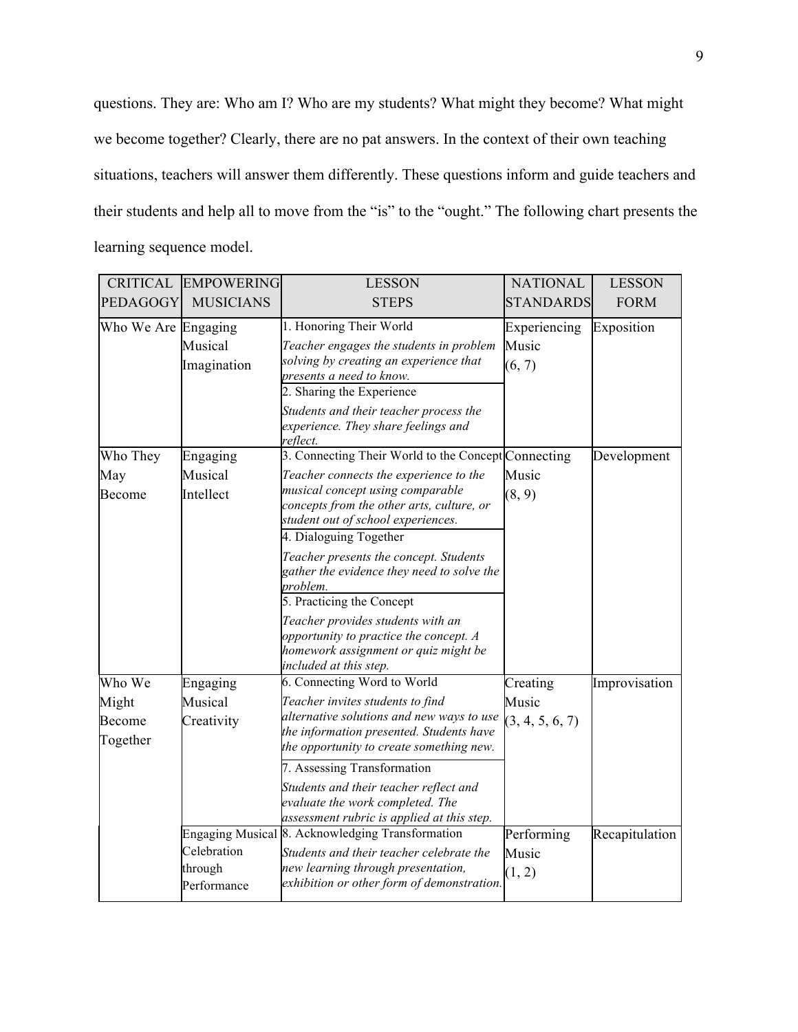questions. They are: Who am I? Who are my students? What might they become? What might we become together? Clearly, there are no pat answers. In the context of their own teaching situations, teachers will answer them differently. These questions inform and guide teachers and their students and help all to move from the "is" to the "ought." The following chart presents the learning sequence model.

| CRITICAL PEDAGOGY | EMPOWERING MUSICIANS | LESSON STEPS | NATIONAL STANDARDS | LESSON FORM |
|---|---|---|---|---|
| Who We Are | Engaging Musical Imagination | 1. Honoring Their World<br>*Teacher engages the students in problem solving by creating an experience that presents a need to know.* | Experiencing Music (6, 7) | Exposition |
| | | 2. Sharing the Experience<br>*Students and their teacher process the experience. They share feelings and reflect.* | | |
| Who They May Become | Engaging Musical Intellect | 3. Connecting Their World to the Concept<br>*Teacher connects the experience to the musical concept using comparable concepts from the other arts, culture, or student out of school experiences.* | Connecting Music (8, 9) | Development |
| | | 4. Dialoguing Together<br>*Teacher presents the concept. Students gather the evidence they need to solve the problem.* | | |
| | | 5. Practicing the Concept<br>*Teacher provides students with an opportunity to practice the concept. A homework assignment or quiz might be included at this step.* | | |
| Who We Might Become Together | Engaging Musical Creativity | 6. Connecting Word to World<br>*Teacher invites students to find alternative solutions and new ways to use the information presented. Students have the opportunity to create something new.* | Creating Music (3, 4, 5, 6, 7) | Improvisation |
| | | 7. Assessing Transformation<br>*Students and their teacher reflect and evaluate the work completed. The assessment rubric is applied at this step.* | | |
| | Engaging Musical Celebration through Performance | 8. Acknowledging Transformation<br>*Students and their teacher celebrate the new learning through presentation, exhibition or other form of demonstration.* | Performing Music (1, 2) | Recapitulation |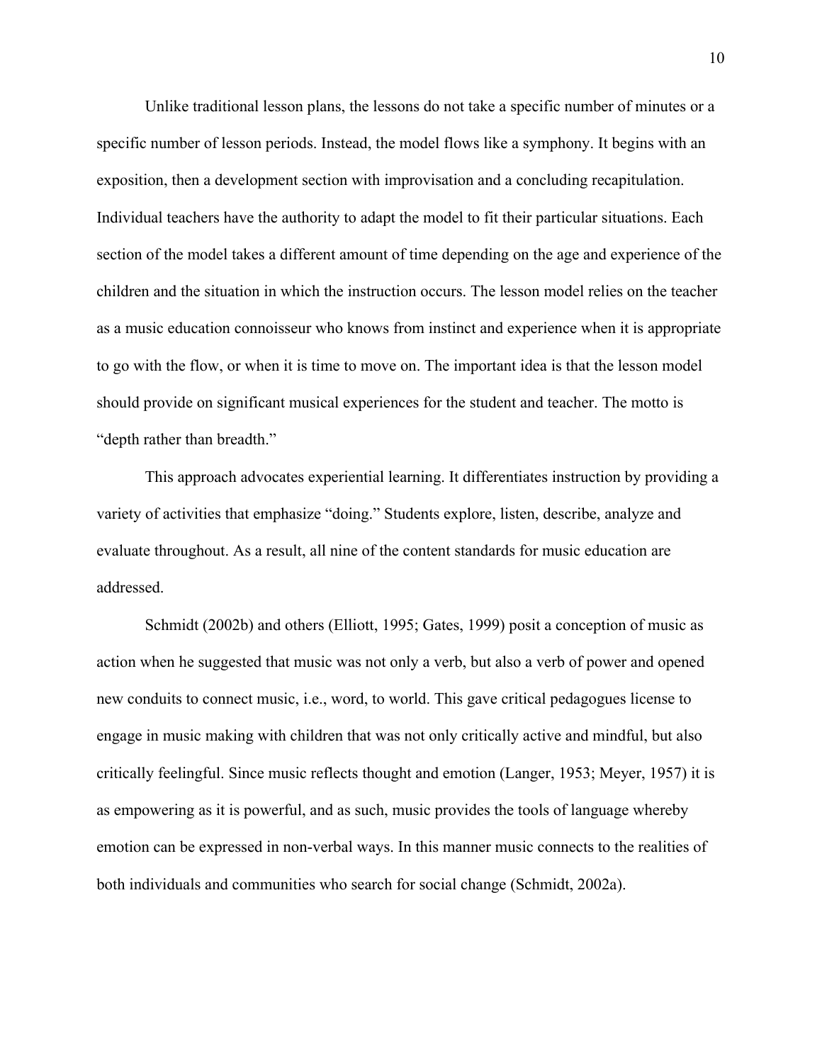Unlike traditional lesson plans, the lessons do not take a specific number of minutes or a specific number of lesson periods. Instead, the model flows like a symphony. It begins with an exposition, then a development section with improvisation and a concluding recapitulation. Individual teachers have the authority to adapt the model to fit their particular situations. Each section of the model takes a different amount of time depending on the age and experience of the children and the situation in which the instruction occurs. The lesson model relies on the teacher as a music education connoisseur who knows from instinct and experience when it is appropriate to go with the flow, or when it is time to move on. The important idea is that the lesson model should provide on significant musical experiences for the student and teacher. The motto is "depth rather than breadth."

This approach advocates experiential learning. It differentiates instruction by providing a variety of activities that emphasize "doing." Students explore, listen, describe, analyze and evaluate throughout. As a result, all nine of the content standards for music education are addressed.

Schmidt (2002b) and others (Elliott, 1995; Gates, 1999) posit a conception of music as action when he suggested that music was not only a verb, but also a verb of power and opened new conduits to connect music, i.e., word, to world. This gave critical pedagogues license to engage in music making with children that was not only critically active and mindful, but also critically feelingful. Since music reflects thought and emotion (Langer, 1953; Meyer, 1957) it is as empowering as it is powerful, and as such, music provides the tools of language whereby emotion can be expressed in non-verbal ways. In this manner music connects to the realities of both individuals and communities who search for social change (Schmidt, 2002a).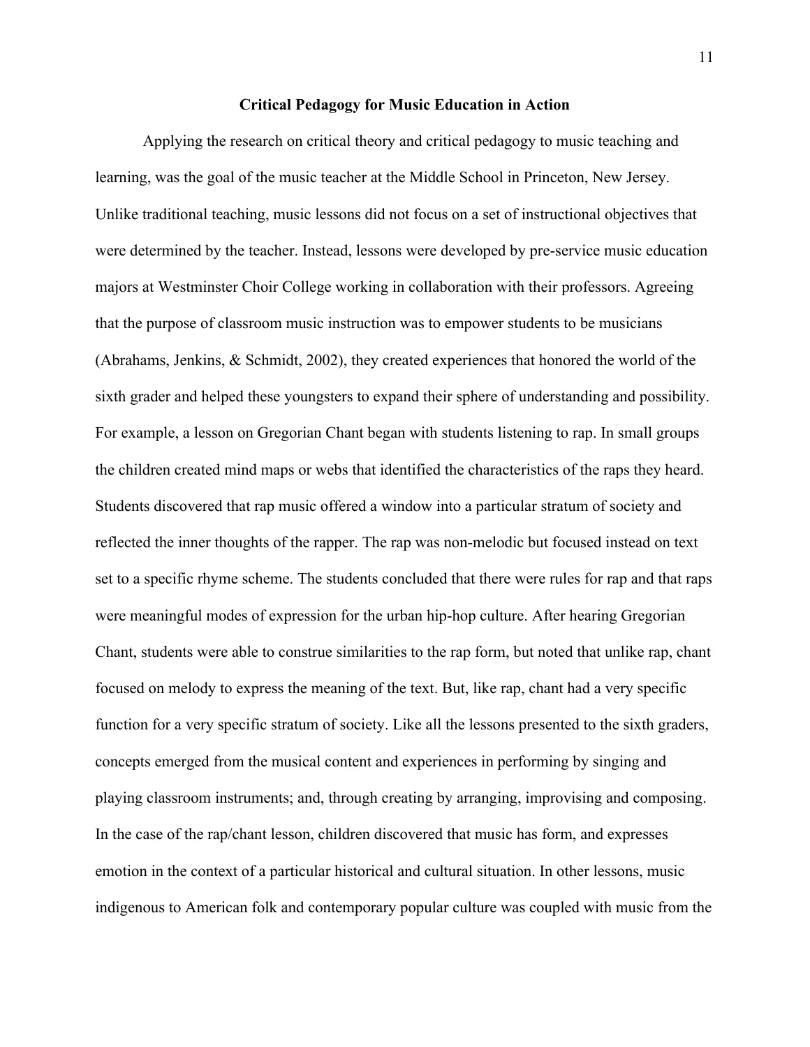## Critical Pedagogy for Music Education in Action

Applying the research on critical theory and critical pedagogy to music teaching and learning, was the goal of the music teacher at the Middle School in Princeton, New Jersey. Unlike traditional teaching, music lessons did not focus on a set of instructional objectives that were determined by the teacher. Instead, lessons were developed by pre-service music education majors at Westminster Choir College working in collaboration with their professors. Agreeing that the purpose of classroom music instruction was to empower students to be musicians (Abrahams, Jenkins, & Schmidt, 2002), they created experiences that honored the world of the sixth grader and helped these youngsters to expand their sphere of understanding and possibility. For example, a lesson on Gregorian Chant began with students listening to rap. In small groups the children created mind maps or webs that identified the characteristics of the raps they heard. Students discovered that rap music offered a window into a particular stratum of society and reflected the inner thoughts of the rapper. The rap was non-melodic but focused instead on text set to a specific rhyme scheme. The students concluded that there were rules for rap and that raps were meaningful modes of expression for the urban hip-hop culture. After hearing Gregorian Chant, students were able to construe similarities to the rap form, but noted that unlike rap, chant focused on melody to express the meaning of the text. But, like rap, chant had a very specific function for a very specific stratum of society. Like all the lessons presented to the sixth graders, concepts emerged from the musical content and experiences in performing by singing and playing classroom instruments; and, through creating by arranging, improvising and composing. In the case of the rap/chant lesson, children discovered that music has form, and expresses emotion in the context of a particular historical and cultural situation. In other lessons, music indigenous to American folk and contemporary popular culture was coupled with music from the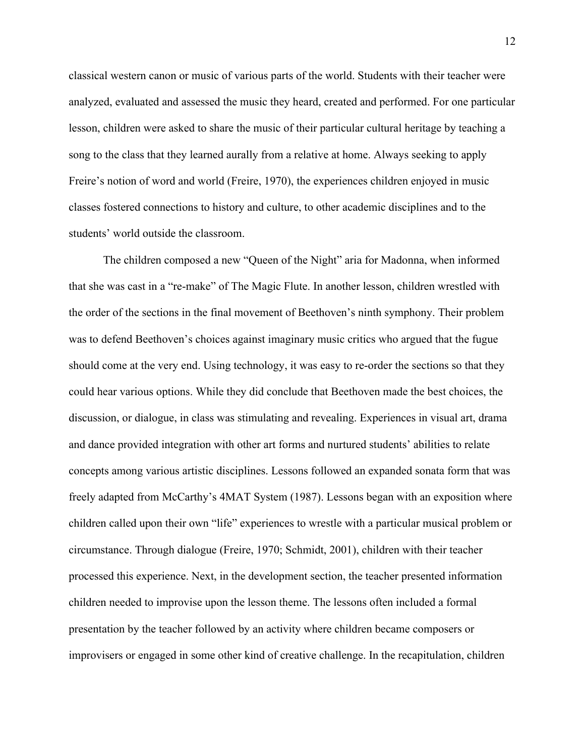classical western canon or music of various parts of the world. Students with their teacher were analyzed, evaluated and assessed the music they heard, created and performed. For one particular lesson, children were asked to share the music of their particular cultural heritage by teaching a song to the class that they learned aurally from a relative at home. Always seeking to apply Freire's notion of word and world (Freire, 1970), the experiences children enjoyed in music classes fostered connections to history and culture, to other academic disciplines and to the students' world outside the classroom.

The children composed a new "Queen of the Night" aria for Madonna, when informed that she was cast in a "re-make" of The Magic Flute. In another lesson, children wrestled with the order of the sections in the final movement of Beethoven's ninth symphony. Their problem was to defend Beethoven's choices against imaginary music critics who argued that the fugue should come at the very end. Using technology, it was easy to re-order the sections so that they could hear various options. While they did conclude that Beethoven made the best choices, the discussion, or dialogue, in class was stimulating and revealing. Experiences in visual art, drama and dance provided integration with other art forms and nurtured students' abilities to relate concepts among various artistic disciplines. Lessons followed an expanded sonata form that was freely adapted from McCarthy's 4MAT System (1987). Lessons began with an exposition where children called upon their own "life" experiences to wrestle with a particular musical problem or circumstance. Through dialogue (Freire, 1970; Schmidt, 2001), children with their teacher processed this experience. Next, in the development section, the teacher presented information children needed to improvise upon the lesson theme. The lessons often included a formal presentation by the teacher followed by an activity where children became composers or improvisers or engaged in some other kind of creative challenge. In the recapitulation, children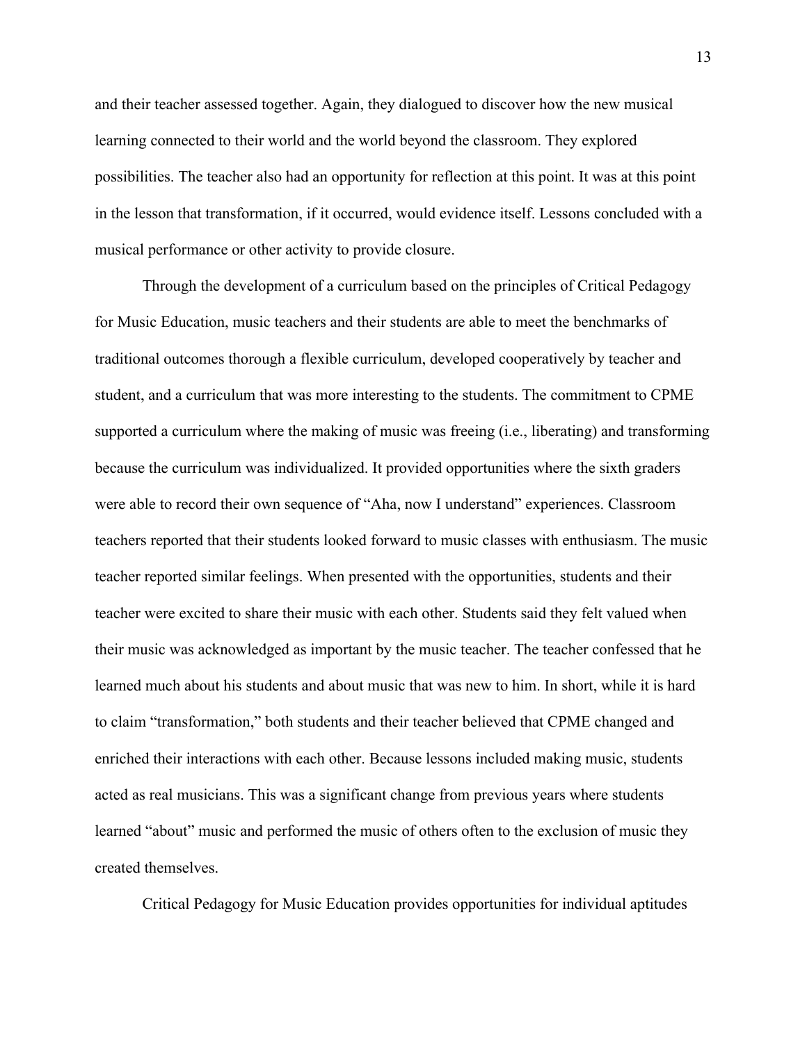and their teacher assessed together. Again, they dialogued to discover how the new musical learning connected to their world and the world beyond the classroom. They explored possibilities. The teacher also had an opportunity for reflection at this point. It was at this point in the lesson that transformation, if it occurred, would evidence itself. Lessons concluded with a musical performance or other activity to provide closure.

Through the development of a curriculum based on the principles of Critical Pedagogy for Music Education, music teachers and their students are able to meet the benchmarks of traditional outcomes thorough a flexible curriculum, developed cooperatively by teacher and student, and a curriculum that was more interesting to the students. The commitment to CPME supported a curriculum where the making of music was freeing (i.e., liberating) and transforming because the curriculum was individualized. It provided opportunities where the sixth graders were able to record their own sequence of "Aha, now I understand" experiences. Classroom teachers reported that their students looked forward to music classes with enthusiasm. The music teacher reported similar feelings. When presented with the opportunities, students and their teacher were excited to share their music with each other. Students said they felt valued when their music was acknowledged as important by the music teacher. The teacher confessed that he learned much about his students and about music that was new to him. In short, while it is hard to claim "transformation," both students and their teacher believed that CPME changed and enriched their interactions with each other. Because lessons included making music, students acted as real musicians. This was a significant change from previous years where students learned "about" music and performed the music of others often to the exclusion of music they created themselves.

Critical Pedagogy for Music Education provides opportunities for individual aptitudes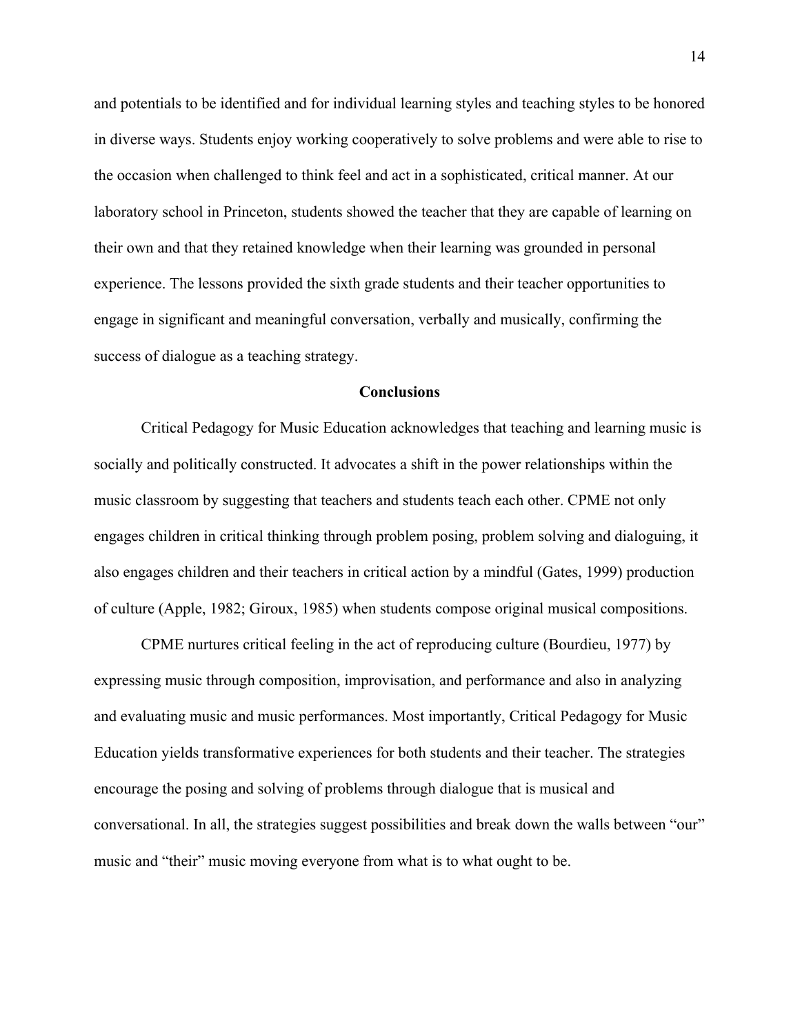and potentials to be identified and for individual learning styles and teaching styles to be honored in diverse ways. Students enjoy working cooperatively to solve problems and were able to rise to the occasion when challenged to think feel and act in a sophisticated, critical manner. At our laboratory school in Princeton, students showed the teacher that they are capable of learning on their own and that they retained knowledge when their learning was grounded in personal experience. The lessons provided the sixth grade students and their teacher opportunities to engage in significant and meaningful conversation, verbally and musically, confirming the success of dialogue as a teaching strategy.

## Conclusions

Critical Pedagogy for Music Education acknowledges that teaching and learning music is socially and politically constructed. It advocates a shift in the power relationships within the music classroom by suggesting that teachers and students teach each other. CPME not only engages children in critical thinking through problem posing, problem solving and dialoguing, it also engages children and their teachers in critical action by a mindful (Gates, 1999) production of culture (Apple, 1982; Giroux, 1985) when students compose original musical compositions.

CPME nurtures critical feeling in the act of reproducing culture (Bourdieu, 1977) by expressing music through composition, improvisation, and performance and also in analyzing and evaluating music and music performances. Most importantly, Critical Pedagogy for Music Education yields transformative experiences for both students and their teacher. The strategies encourage the posing and solving of problems through dialogue that is musical and conversational. In all, the strategies suggest possibilities and break down the walls between "our" music and "their" music moving everyone from what is to what ought to be.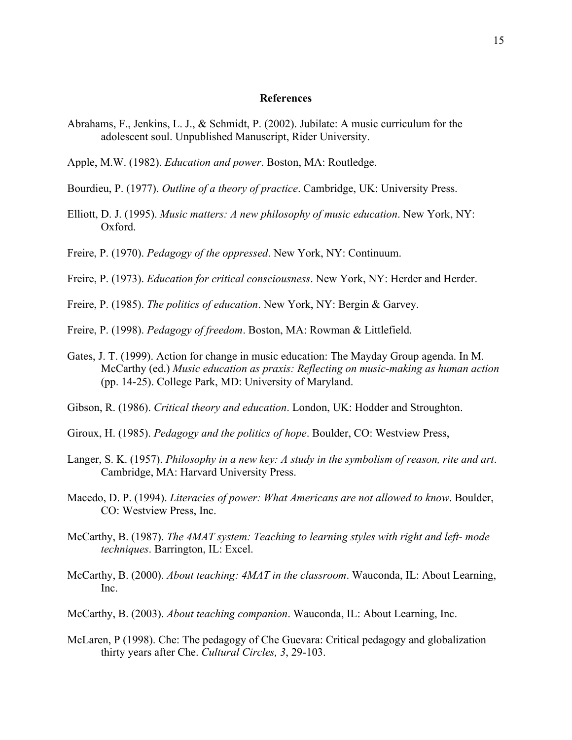## References

Abrahams, F., Jenkins, L. J., & Schmidt, P. (2002). Jubilate: A music curriculum for the adolescent soul. Unpublished Manuscript, Rider University.

Apple, M.W. (1982). *Education and power*. Boston, MA: Routledge.

Bourdieu, P. (1977). *Outline of a theory of practice*. Cambridge, UK: University Press.

Elliott, D. J. (1995). *Music matters: A new philosophy of music education*. New York, NY: Oxford.

Freire, P. (1970). *Pedagogy of the oppressed*. New York, NY: Continuum.

Freire, P. (1973). *Education for critical consciousness*. New York, NY: Herder and Herder.

Freire, P. (1985). *The politics of education*. New York, NY: Bergin & Garvey.

Freire, P. (1998). *Pedagogy of freedom*. Boston, MA: Rowman & Littlefield.

Gates, J. T. (1999). Action for change in music education: The Mayday Group agenda. In M. McCarthy (ed.) *Music education as praxis: Reflecting on music-making as human action* (pp. 14-25). College Park, MD: University of Maryland.

Gibson, R. (1986). *Critical theory and education*. London, UK: Hodder and Stroughton.

Giroux, H. (1985). *Pedagogy and the politics of hope*. Boulder, CO: Westview Press,

Langer, S. K. (1957). *Philosophy in a new key: A study in the symbolism of reason, rite and art*. Cambridge, MA: Harvard University Press.

Macedo, D. P. (1994). *Literacies of power: What Americans are not allowed to know*. Boulder, CO: Westview Press, Inc.

McCarthy, B. (1987). *The 4MAT system: Teaching to learning styles with right and left- mode techniques*. Barrington, IL: Excel.

McCarthy, B. (2000). *About teaching: 4MAT in the classroom*. Wauconda, IL: About Learning, Inc.

McCarthy, B. (2003). *About teaching companion*. Wauconda, IL: About Learning, Inc.

McLaren, P (1998). Che: The pedagogy of Che Guevara: Critical pedagogy and globalization thirty years after Che. *Cultural Circles, 3*, 29-103.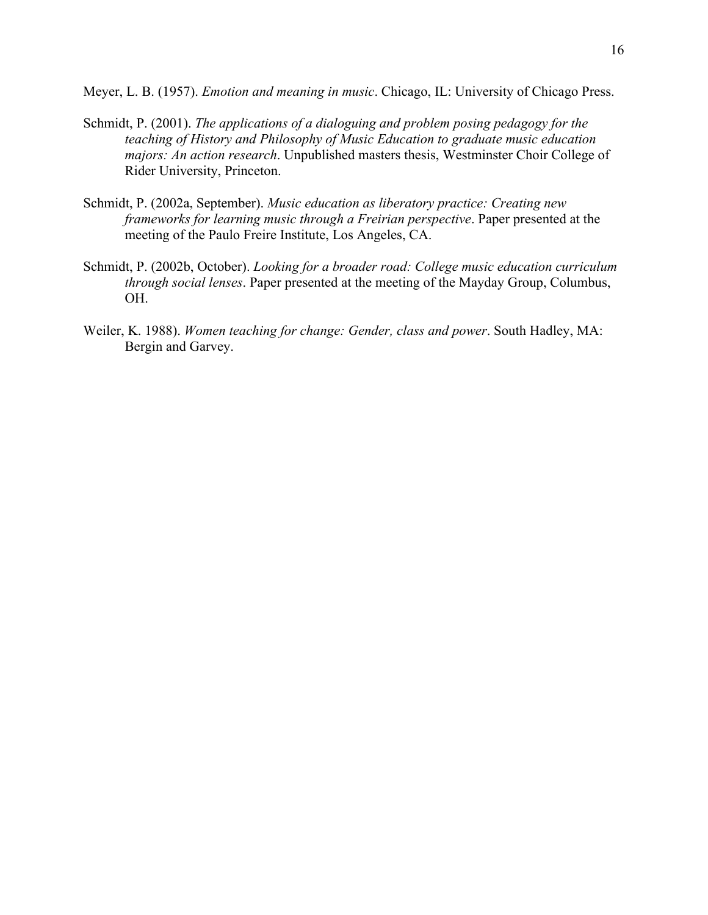Meyer, L. B. (1957). *Emotion and meaning in music*. Chicago, IL: University of Chicago Press.

Schmidt, P. (2001). *The applications of a dialoguing and problem posing pedagogy for the teaching of History and Philosophy of Music Education to graduate music education majors: An action research*. Unpublished masters thesis, Westminster Choir College of Rider University, Princeton.

Schmidt, P. (2002a, September). *Music education as liberatory practice: Creating new frameworks for learning music through a Freirian perspective*. Paper presented at the meeting of the Paulo Freire Institute, Los Angeles, CA.

Schmidt, P. (2002b, October). *Looking for a broader road: College music education curriculum through social lenses*. Paper presented at the meeting of the Mayday Group, Columbus, OH.

Weiler, K. 1988). *Women teaching for change: Gender, class and power*. South Hadley, MA: Bergin and Garvey.